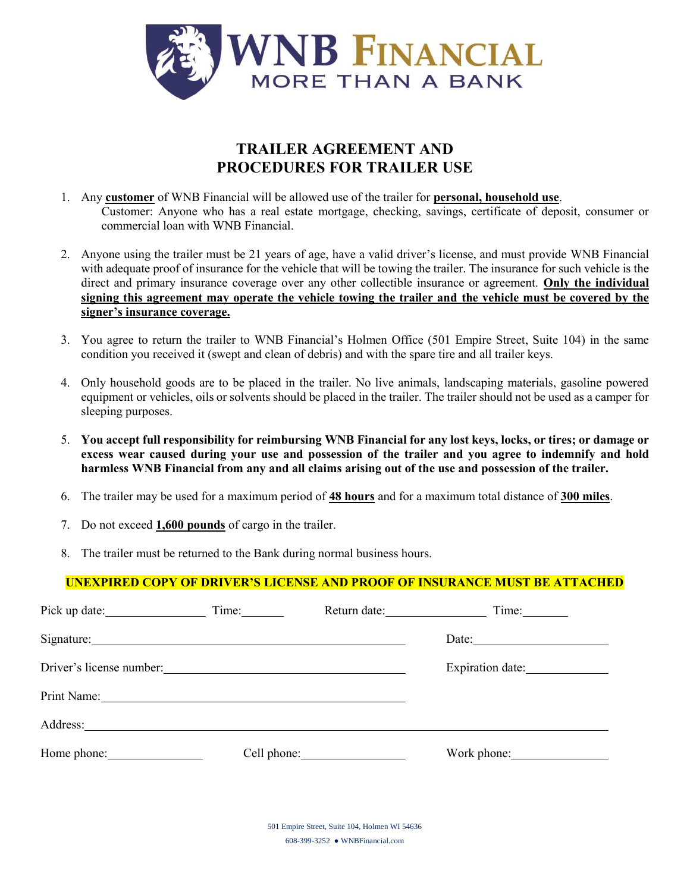# WNB FINANCIAL

MORE THAN A BANK

## TRAILER AGREEMENT AND PROCEDURES FOR TRAILER USE

1. Any **customer** of WNB Financial will be allowed use of the trailer for **personal, household use**.
   Customer: Anyone who has a real estate mortgage, checking, savings, certificate of deposit, consumer or commercial loan with WNB Financial.

2. Anyone using the trailer must be 21 years of age, have a valid driver's license, and must provide WNB Financial with adequate proof of insurance for the vehicle that will be towing the trailer. The insurance for such vehicle is the direct and primary insurance coverage over any other collectible insurance or agreement. **Only the individual signing this agreement may operate the vehicle towing the trailer and the vehicle must be covered by the signer's insurance coverage.**

3. You agree to return the trailer to WNB Financial's Holmen Office (501 Empire Street, Suite 104) in the same condition you received it (swept and clean of debris) and with the spare tire and all trailer keys.

4. Only household goods are to be placed in the trailer. No live animals, landscaping materials, gasoline powered equipment or vehicles, oils or solvents should be placed in the trailer. The trailer should not be used as a camper for sleeping purposes.

5. **You accept full responsibility for reimbursing WNB Financial for any lost keys, locks, or tires; or damage or excess wear caused during your use and possession of the trailer and you agree to indemnify and hold harmless WNB Financial from any and all claims arising out of the use and possession of the trailer.**

6. The trailer may be used for a maximum period of **48 hours** and for a maximum total distance of **300 miles**.

7. Do not exceed **1,600 pounds** of cargo in the trailer.

8. The trailer must be returned to the Bank during normal business hours.

**UNEXPIRED COPY OF DRIVER'S LICENSE AND PROOF OF INSURANCE MUST BE ATTACHED**

Pick up date:________________ Time:_______ Return date:________________ Time:_______

Signature:____________________________________________ Date:______________________

Driver's license number:________________________________ Expiration date:_____________

Print Name:____________________________________________

Address:______________________________________________________________________

Home phone:________________ Cell phone:________________ Work phone:________________

501 Empire Street, Suite 104, Holmen WI 54636

608-399-3252 ● WNBFinancial.com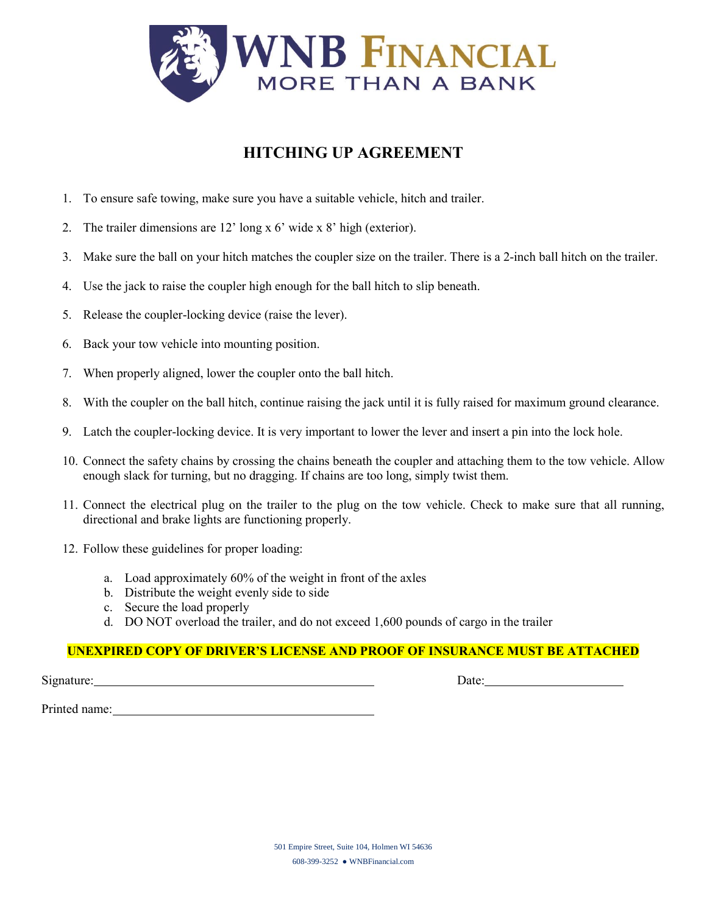WNB FINANCIAL
MORE THAN A BANK

## HITCHING UP AGREEMENT

1. To ensure safe towing, make sure you have a suitable vehicle, hitch and trailer.
2. The trailer dimensions are 12' long x 6' wide x 8' high (exterior).
3. Make sure the ball on your hitch matches the coupler size on the trailer. There is a 2-inch ball hitch on the trailer.
4. Use the jack to raise the coupler high enough for the ball hitch to slip beneath.
5. Release the coupler-locking device (raise the lever).
6. Back your tow vehicle into mounting position.
7. When properly aligned, lower the coupler onto the ball hitch.
8. With the coupler on the ball hitch, continue raising the jack until it is fully raised for maximum ground clearance.
9. Latch the coupler-locking device. It is very important to lower the lever and insert a pin into the lock hole.
10. Connect the safety chains by crossing the chains beneath the coupler and attaching them to the tow vehicle. Allow enough slack for turning, but no dragging. If chains are too long, simply twist them.
11. Connect the electrical plug on the trailer to the plug on the tow vehicle. Check to make sure that all running, directional and brake lights are functioning properly.
12. Follow these guidelines for proper loading:
    a. Load approximately 60% of the weight in front of the axles
    b. Distribute the weight evenly side to side
    c. Secure the load properly
    d. DO NOT overload the trailer, and do not exceed 1,600 pounds of cargo in the trailer

**UNEXPIRED COPY OF DRIVER'S LICENSE AND PROOF OF INSURANCE MUST BE ATTACHED**

Signature:______________________________ Date:______________

Printed name:______________________________

501 Empire Street, Suite 104, Holmen WI 54636
608-399-3252 ● WNBFinancial.com